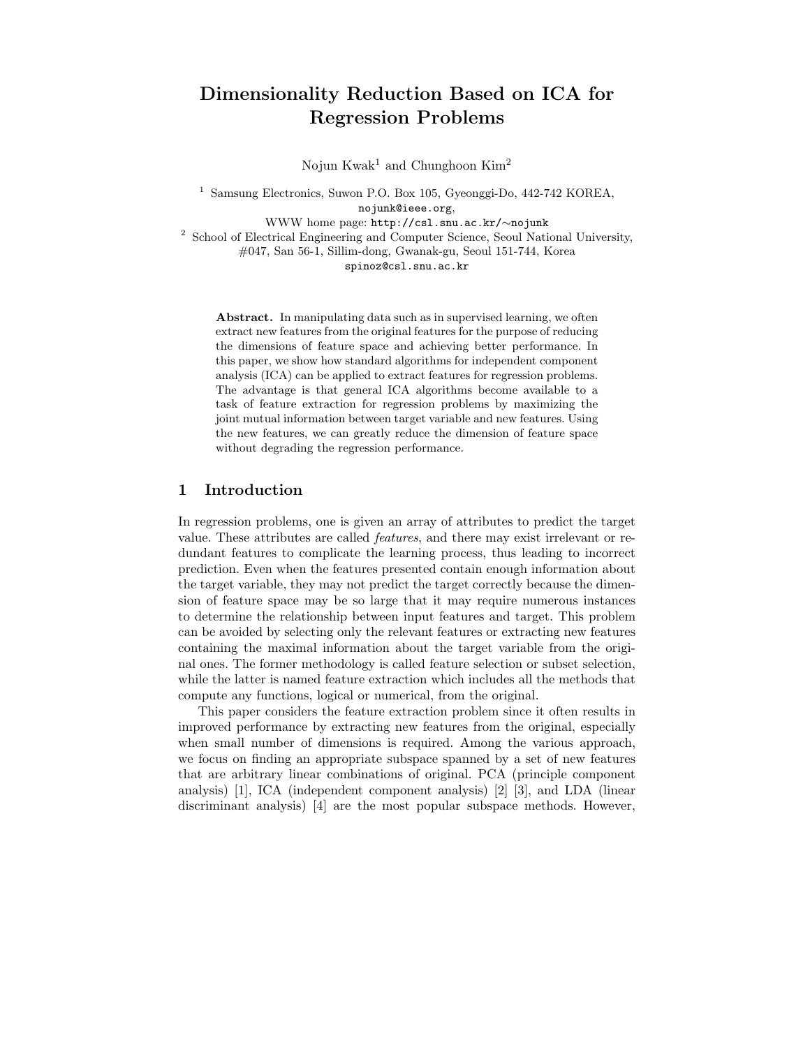# Dimensionality Reduction Based on ICA for Regression Problems

Nojun Kwak[1] and Chunghoon Kim[2]

[1] Samsung Electronics, Suwon P.O. Box 105, Gyeonggi-Do, 442-742 KOREA,
nojunk@ieee.org,
WWW home page: http://csl.snu.ac.kr/∼nojunk

[2] School of Electrical Engineering and Computer Science, Seoul National University,
#047, San 56-1, Sillim-dong, Gwanak-gu, Seoul 151-744, Korea
spinoz@csl.snu.ac.kr

**Abstract.** In manipulating data such as in supervised learning, we often extract new features from the original features for the purpose of reducing the dimensions of feature space and achieving better performance. In this paper, we show how standard algorithms for independent component analysis (ICA) can be applied to extract features for regression problems. The advantage is that general ICA algorithms become available to a task of feature extraction for regression problems by maximizing the joint mutual information between target variable and new features. Using the new features, we can greatly reduce the dimension of feature space without degrading the regression performance.

## 1 Introduction

In regression problems, one is given an array of attributes to predict the target value. These attributes are called *features*, and there may exist irrelevant or redundant features to complicate the learning process, thus leading to incorrect prediction. Even when the features presented contain enough information about the target variable, they may not predict the target correctly because the dimension of feature space may be so large that it may require numerous instances to determine the relationship between input features and target. This problem can be avoided by selecting only the relevant features or extracting new features containing the maximal information about the target variable from the original ones. The former methodology is called feature selection or subset selection, while the latter is named feature extraction which includes all the methods that compute any functions, logical or numerical, from the original.

This paper considers the feature extraction problem since it often results in improved performance by extracting new features from the original, especially when small number of dimensions is required. Among the various approach, we focus on finding an appropriate subspace spanned by a set of new features that are arbitrary linear combinations of original. PCA (principle component analysis) [1], ICA (independent component analysis) [2] [3], and LDA (linear discriminant analysis) [4] are the most popular subspace methods. However,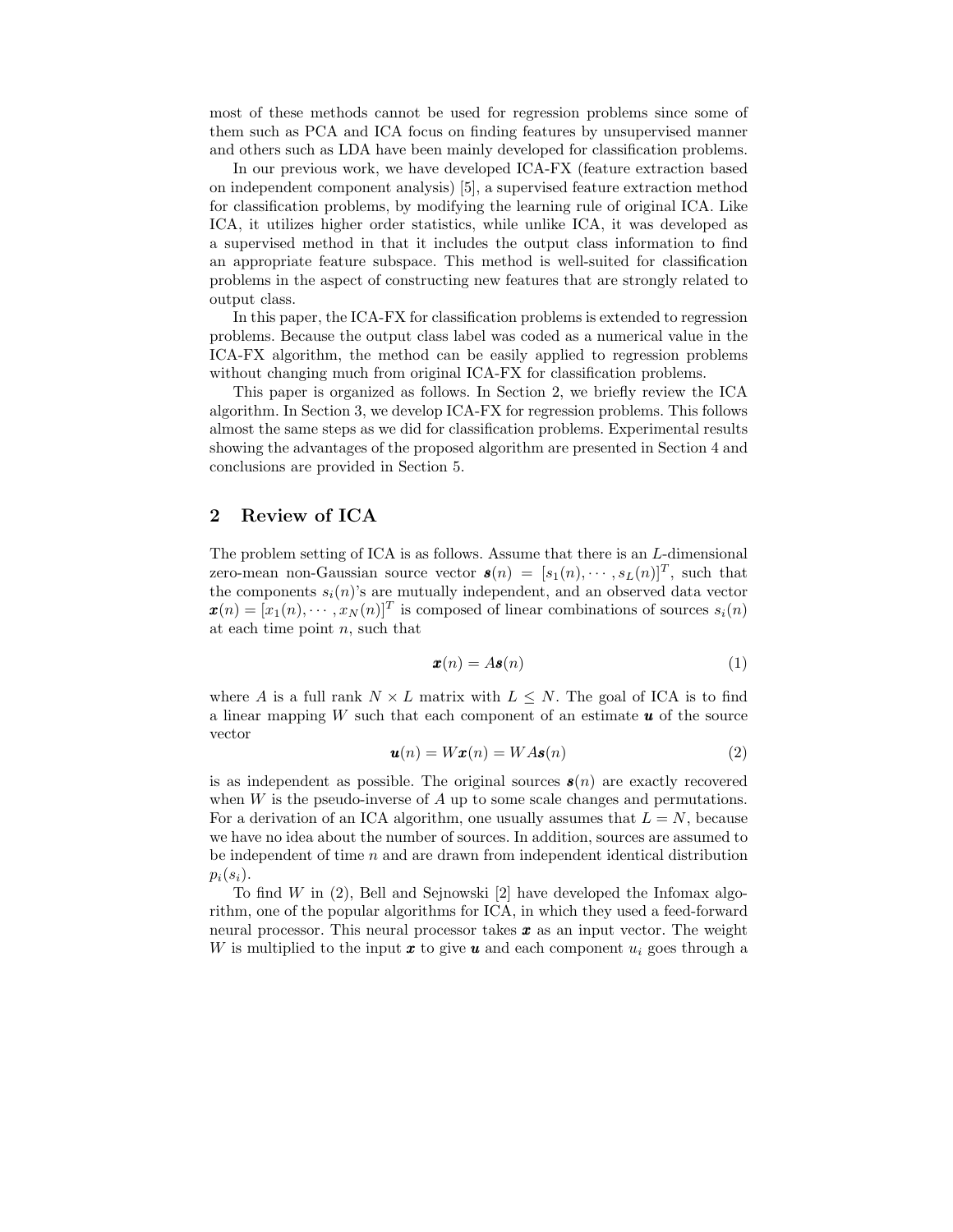most of these methods cannot be used for regression problems since some of them such as PCA and ICA focus on finding features by unsupervised manner and others such as LDA have been mainly developed for classification problems.

In our previous work, we have developed ICA-FX (feature extraction based on independent component analysis) [5], a supervised feature extraction method for classification problems, by modifying the learning rule of original ICA. Like ICA, it utilizes higher order statistics, while unlike ICA, it was developed as a supervised method in that it includes the output class information to find an appropriate feature subspace. This method is well-suited for classification problems in the aspect of constructing new features that are strongly related to output class.

In this paper, the ICA-FX for classification problems is extended to regression problems. Because the output class label was coded as a numerical value in the ICA-FX algorithm, the method can be easily applied to regression problems without changing much from original ICA-FX for classification problems.

This paper is organized as follows. In Section 2, we briefly review the ICA algorithm. In Section 3, we develop ICA-FX for regression problems. This follows almost the same steps as we did for classification problems. Experimental results showing the advantages of the proposed algorithm are presented in Section 4 and conclusions are provided in Section 5.

## 2 Review of ICA

The problem setting of ICA is as follows. Assume that there is an $L$-dimensional zero-mean non-Gaussian source vector $\boldsymbol{s}(n) = [s_1(n), \cdots, s_L(n)]^T$, such that the components $s_i(n)$'s are mutually independent, and an observed data vector $\boldsymbol{x}(n) = [x_1(n), \cdots, x_N(n)]^T$ is composed of linear combinations of sources $s_i(n)$ at each time point $n$, such that

$$\boldsymbol{x}(n) = A\boldsymbol{s}(n) \tag{1}$$

where $A$ is a full rank $N \times L$ matrix with $L \leq N$. The goal of ICA is to find a linear mapping $W$ such that each component of an estimate $\boldsymbol{u}$ of the source vector

$$\boldsymbol{u}(n) = W\boldsymbol{x}(n) = WA\boldsymbol{s}(n) \tag{2}$$

is as independent as possible. The original sources $\boldsymbol{s}(n)$ are exactly recovered when $W$ is the pseudo-inverse of $A$ up to some scale changes and permutations. For a derivation of an ICA algorithm, one usually assumes that $L = N$, because we have no idea about the number of sources. In addition, sources are assumed to be independent of time $n$ and are drawn from independent identical distribution $p_i(s_i)$.

To find $W$ in (2), Bell and Sejnowski [2] have developed the Infomax algorithm, one of the popular algorithms for ICA, in which they used a feed-forward neural processor. This neural processor takes $\boldsymbol{x}$ as an input vector. The weight $W$ is multiplied to the input $\boldsymbol{x}$ to give $\boldsymbol{u}$ and each component $u_i$ goes through a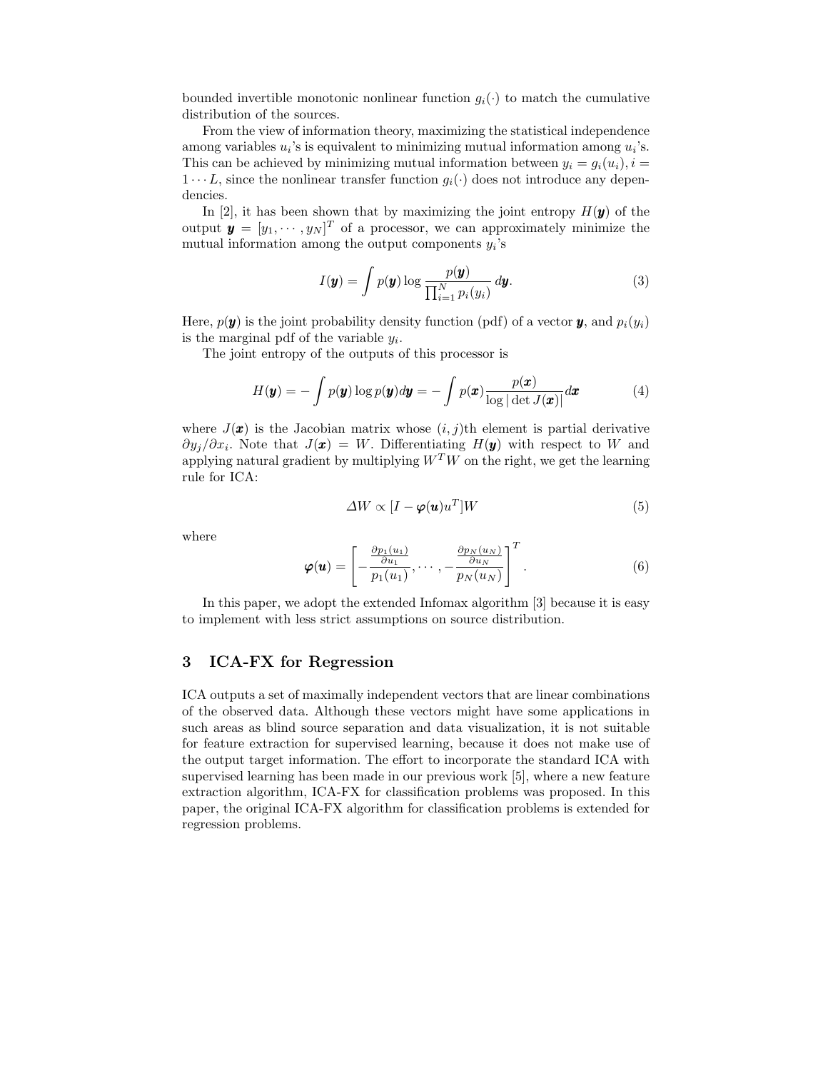bounded invertible monotonic nonlinear function $g_i(\cdot)$ to match the cumulative distribution of the sources.

From the view of information theory, maximizing the statistical independence among variables $u_i$'s is equivalent to minimizing mutual information among $u_i$'s. This can be achieved by minimizing mutual information between $y_i = g_i(u_i), i = 1 \cdots L$, since the nonlinear transfer function $g_i(\cdot)$ does not introduce any dependencies.

In [2], it has been shown that by maximizing the joint entropy $H(\boldsymbol{y})$ of the output $\boldsymbol{y} = [y_1, \cdots, y_N]^T$ of a processor, we can approximately minimize the mutual information among the output components $y_i$'s

$$I(\boldsymbol{y}) = \int p(\boldsymbol{y}) \log \frac{p(\boldsymbol{y})}{\prod_{i=1}^{N} p_i(y_i)} \, d\boldsymbol{y}. \tag{3}$$

Here, $p(\boldsymbol{y})$ is the joint probability density function (pdf) of a vector $\boldsymbol{y}$, and $p_i(y_i)$ is the marginal pdf of the variable $y_i$.

The joint entropy of the outputs of this processor is

$$H(\boldsymbol{y}) = -\int p(\boldsymbol{y}) \log p(\boldsymbol{y}) d\boldsymbol{y} = -\int p(\boldsymbol{x}) \frac{p(\boldsymbol{x})}{\log |\det J(\boldsymbol{x})|} d\boldsymbol{x} \tag{4}$$

where $J(\boldsymbol{x})$ is the Jacobian matrix whose $(i,j)$th element is partial derivative $\partial y_j / \partial x_i$. Note that $J(\boldsymbol{x}) = W$. Differentiating $H(\boldsymbol{y})$ with respect to $W$ and applying natural gradient by multiplying $W^T W$ on the right, we get the learning rule for ICA:

$$\Delta W \propto [I - \boldsymbol{\varphi}(\boldsymbol{u}) u^T] W \tag{5}$$

where

$$\boldsymbol{\varphi}(\boldsymbol{u}) = \left[ -\frac{\frac{\partial p_1(u_1)}{\partial u_1}}{p_1(u_1)}, \cdots, -\frac{\frac{\partial p_N(u_N)}{\partial u_N}}{p_N(u_N)} \right]^T. \tag{6}$$

In this paper, we adopt the extended Infomax algorithm [3] because it is easy to implement with less strict assumptions on source distribution.

## 3 ICA-FX for Regression

ICA outputs a set of maximally independent vectors that are linear combinations of the observed data. Although these vectors might have some applications in such areas as blind source separation and data visualization, it is not suitable for feature extraction for supervised learning, because it does not make use of the output target information. The effort to incorporate the standard ICA with supervised learning has been made in our previous work [5], where a new feature extraction algorithm, ICA-FX for classification problems was proposed. In this paper, the original ICA-FX algorithm for classification problems is extended for regression problems.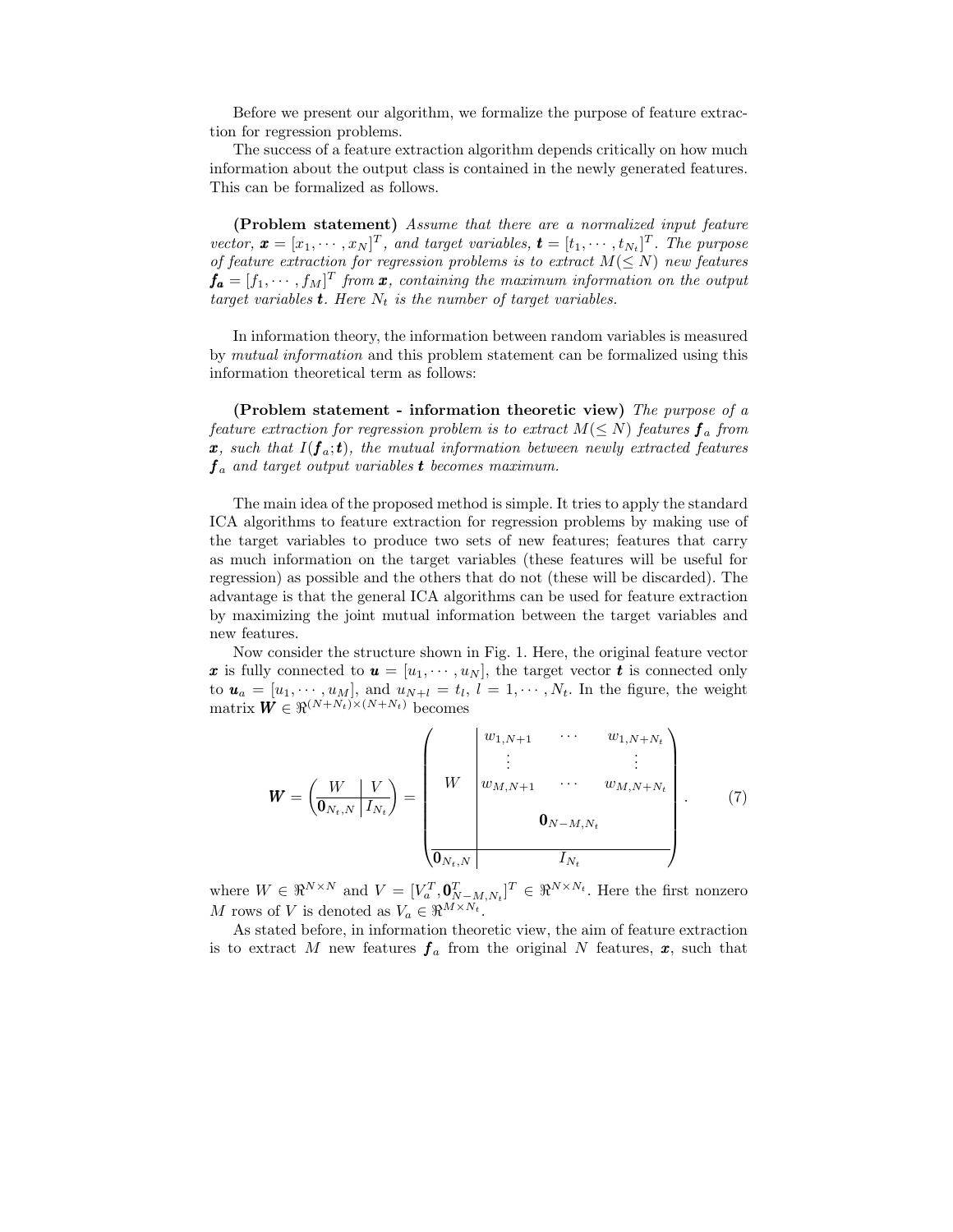Before we present our algorithm, we formalize the purpose of feature extraction for regression problems.

The success of a feature extraction algorithm depends critically on how much information about the output class is contained in the newly generated features. This can be formalized as follows.

**(Problem statement)** *Assume that there are a normalized input feature vector,* $\boldsymbol{x} = [x_1, \cdots, x_N]^T$*, and target variables,* $\boldsymbol{t} = [t_1, \cdots, t_{N_t}]^T$*. The purpose of feature extraction for regression problems is to extract* $M(\leq N)$ *new features* $\boldsymbol{f_a} = [f_1, \cdots, f_M]^T$ *from* $\boldsymbol{x}$*, containing the maximum information on the output target variables* $\boldsymbol{t}$*. Here* $N_t$ *is the number of target variables.*

In information theory, the information between random variables is measured by *mutual information* and this problem statement can be formalized using this information theoretical term as follows:

**(Problem statement - information theoretic view)** *The purpose of a feature extraction for regression problem is to extract* $M(\leq N)$ *features* $\boldsymbol{f}_a$ *from* $\boldsymbol{x}$*, such that* $I(\boldsymbol{f}_a; \boldsymbol{t})$*, the mutual information between newly extracted features* $\boldsymbol{f}_a$ *and target output variables* $\boldsymbol{t}$ *becomes maximum.*

The main idea of the proposed method is simple. It tries to apply the standard ICA algorithms to feature extraction for regression problems by making use of the target variables to produce two sets of new features; features that carry as much information on the target variables (these features will be useful for regression) as possible and the others that do not (these will be discarded). The advantage is that the general ICA algorithms can be used for feature extraction by maximizing the joint mutual information between the target variables and new features.

Now consider the structure shown in Fig. 1. Here, the original feature vector $\boldsymbol{x}$ is fully connected to $\boldsymbol{u} = [u_1, \cdots, u_N]$, the target vector $\boldsymbol{t}$ is connected only to $\boldsymbol{u}_a = [u_1, \cdots, u_M]$, and $u_{N+l} = t_l$, $l = 1, \cdots, N_t$. In the figure, the weight matrix $\boldsymbol{W} \in \Re^{(N+N_t)\times(N+N_t)}$ becomes

$$\boldsymbol{W} = \left(\begin{array}{c|c} W & V \\ \hline \boldsymbol{0}_{N_t,N} & I_{N_t} \end{array}\right) = \left(\begin{array}{c|ccc} & w_{1,N+1} & \cdots & w_{1,N+N_t} \\ & \vdots & & \vdots \\ W & w_{M,N+1} & \cdots & w_{M,N+N_t} \\ & & \boldsymbol{0}_{N-M,N_t} & \\ \hline \boldsymbol{0}_{N_t,N} & & I_{N_t} & \end{array}\right). \tag{7}$$

where $W \in \Re^{N\times N}$ and $V = [V_a^T, \boldsymbol{0}_{N-M,N_t}^T]^T \in \Re^{N\times N_t}$. Here the first nonzero $M$ rows of $V$ is denoted as $V_a \in \Re^{M\times N_t}$.

As stated before, in information theoretic view, the aim of feature extraction is to extract $M$ new features $\boldsymbol{f}_a$ from the original $N$ features, $\boldsymbol{x}$, such that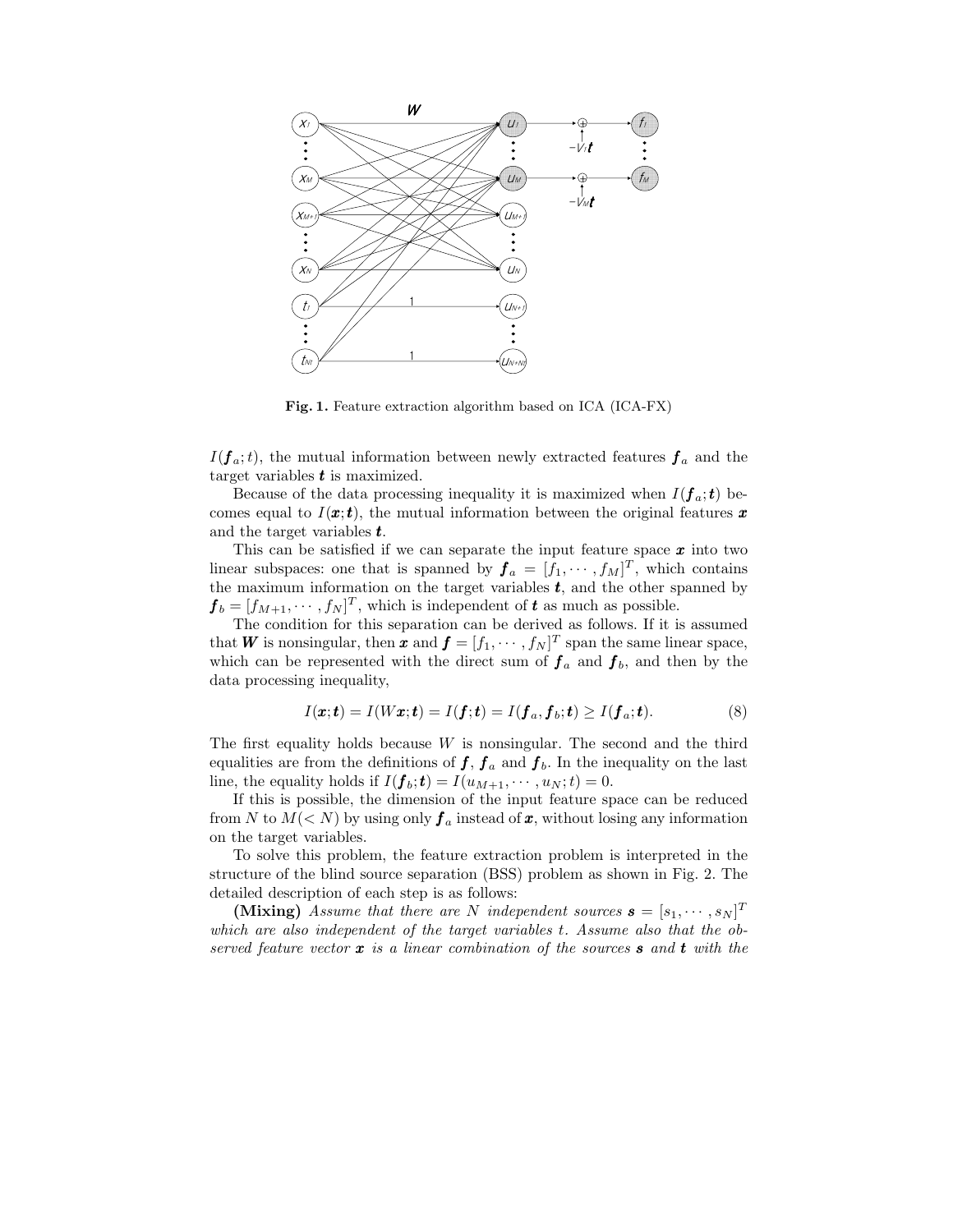**Fig. 1.** Feature extraction algorithm based on ICA (ICA-FX)

$I(\boldsymbol{f}_a; t)$, the mutual information between newly extracted features $\boldsymbol{f}_a$ and the target variables $\boldsymbol{t}$ is maximized.

Because of the data processing inequality it is maximized when $I(\boldsymbol{f}_a; \boldsymbol{t})$ becomes equal to $I(\boldsymbol{x}; \boldsymbol{t})$, the mutual information between the original features $\boldsymbol{x}$ and the target variables $\boldsymbol{t}$.

This can be satisfied if we can separate the input feature space $\boldsymbol{x}$ into two linear subspaces: one that is spanned by $\boldsymbol{f}_a = [f_1, \cdots, f_M]^T$, which contains the maximum information on the target variables $\boldsymbol{t}$, and the other spanned by $\boldsymbol{f}_b = [f_{M+1}, \cdots, f_N]^T$, which is independent of $\boldsymbol{t}$ as much as possible.

The condition for this separation can be derived as follows. If it is assumed that $\boldsymbol{W}$ is nonsingular, then $\boldsymbol{x}$ and $\boldsymbol{f} = [f_1, \cdots, f_N]^T$ span the same linear space, which can be represented with the direct sum of $\boldsymbol{f}_a$ and $\boldsymbol{f}_b$, and then by the data processing inequality,

$$I(\boldsymbol{x}; \boldsymbol{t}) = I(W\boldsymbol{x}; \boldsymbol{t}) = I(\boldsymbol{f}; \boldsymbol{t}) = I(\boldsymbol{f}_a, \boldsymbol{f}_b; \boldsymbol{t}) \geq I(\boldsymbol{f}_a; \boldsymbol{t}). \tag{8}$$

The first equality holds because $W$ is nonsingular. The second and the third equalities are from the definitions of $\boldsymbol{f}$, $\boldsymbol{f}_a$ and $\boldsymbol{f}_b$. In the inequality on the last line, the equality holds if $I(\boldsymbol{f}_b; \boldsymbol{t}) = I(u_{M+1}, \cdots, u_N; t) = 0$.

If this is possible, the dimension of the input feature space can be reduced from $N$ to $M(< N)$ by using only $\boldsymbol{f}_a$ instead of $\boldsymbol{x}$, without losing any information on the target variables.

To solve this problem, the feature extraction problem is interpreted in the structure of the blind source separation (BSS) problem as shown in Fig. 2. The detailed description of each step is as follows:

**(Mixing)** *Assume that there are $N$ independent sources $\boldsymbol{s} = [s_1, \cdots, s_N]^T$ which are also independent of the target variables $t$. Assume also that the observed feature vector $\boldsymbol{x}$ is a linear combination of the sources $\boldsymbol{s}$ and $\boldsymbol{t}$ with the*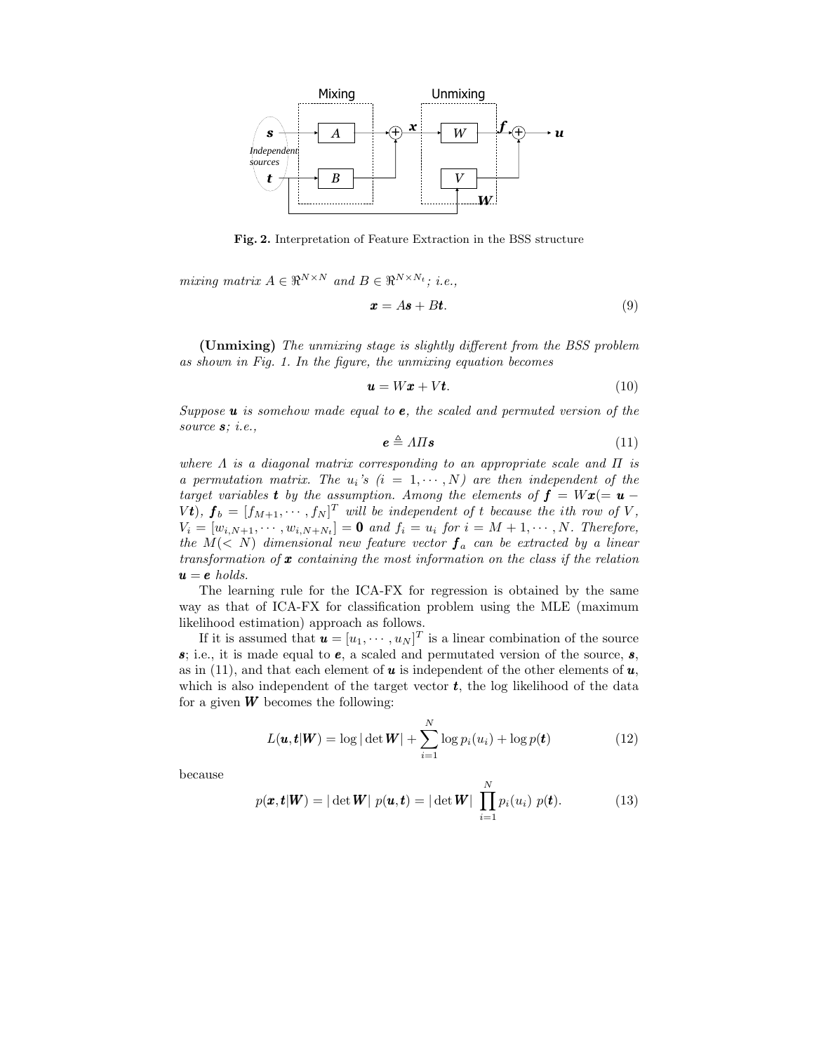**Fig. 2.** Interpretation of Feature Extraction in the BSS structure

*mixing matrix* $A \in \Re^{N\times N}$ *and* $B \in \Re^{N\times N_t}$*; i.e.,*

$$\boldsymbol{x} = A\boldsymbol{s} + B\boldsymbol{t}. \tag{9}$$

**(Unmixing)** *The unmixing stage is slightly different from the BSS problem as shown in Fig. 1. In the figure, the unmixing equation becomes*

$$\boldsymbol{u} = W\boldsymbol{x} + V\boldsymbol{t}. \tag{10}$$

*Suppose* $\boldsymbol{u}$ *is somehow made equal to* $\boldsymbol{e}$*, the scaled and permuted version of the source* $\boldsymbol{s}$*; i.e.,*

$$\boldsymbol{e} \triangleq \Lambda \Pi \boldsymbol{s} \tag{11}$$

*where* $\Lambda$ *is a diagonal matrix corresponding to an appropriate scale and* $\Pi$ *is a permutation matrix. The* $u_i$*'s* $(i = 1, \cdots, N)$ *are then independent of the target variables* $\boldsymbol{t}$ *by the assumption. Among the elements of* $\boldsymbol{f} = W\boldsymbol{x}(= \boldsymbol{u} - V\boldsymbol{t})$*,* $\boldsymbol{f}_b = [f_{M+1}, \cdots, f_N]^T$ *will be independent of* $t$ *because the ith row of* $V$*,* $V_i = [w_{i,N+1}, \cdots, w_{i,N+N_t}] = \boldsymbol{0}$ *and* $f_i = u_i$ *for* $i = M+1, \cdots, N$*. Therefore, the* $M(< N)$ *dimensional new feature vector* $\boldsymbol{f}_a$ *can be extracted by a linear transformation of* $\boldsymbol{x}$ *containing the most information on the class if the relation* $\boldsymbol{u} = \boldsymbol{e}$ *holds.*

The learning rule for the ICA-FX for regression is obtained by the same way as that of ICA-FX for classification problem using the MLE (maximum likelihood estimation) approach as follows.

If it is assumed that $\boldsymbol{u} = [u_1, \cdots, u_N]^T$ is a linear combination of the source $\boldsymbol{s}$; i.e., it is made equal to $\boldsymbol{e}$, a scaled and permutated version of the source, $\boldsymbol{s}$, as in (11), and that each element of $\boldsymbol{u}$ is independent of the other elements of $\boldsymbol{u}$, which is also independent of the target vector $\boldsymbol{t}$, the log likelihood of the data for a given $\boldsymbol{W}$ becomes the following:

$$L(\boldsymbol{u}, \boldsymbol{t}|\boldsymbol{W}) = \log|\det \boldsymbol{W}| + \sum_{i=1}^{N} \log p_i(u_i) + \log p(\boldsymbol{t}) \tag{12}$$

because

$$p(\boldsymbol{x}, \boldsymbol{t}|\boldsymbol{W}) = |\det \boldsymbol{W}|\ p(\boldsymbol{u}, \boldsymbol{t}) = |\det \boldsymbol{W}| \prod_{i=1}^{N} p_i(u_i)\ p(\boldsymbol{t}). \tag{13}$$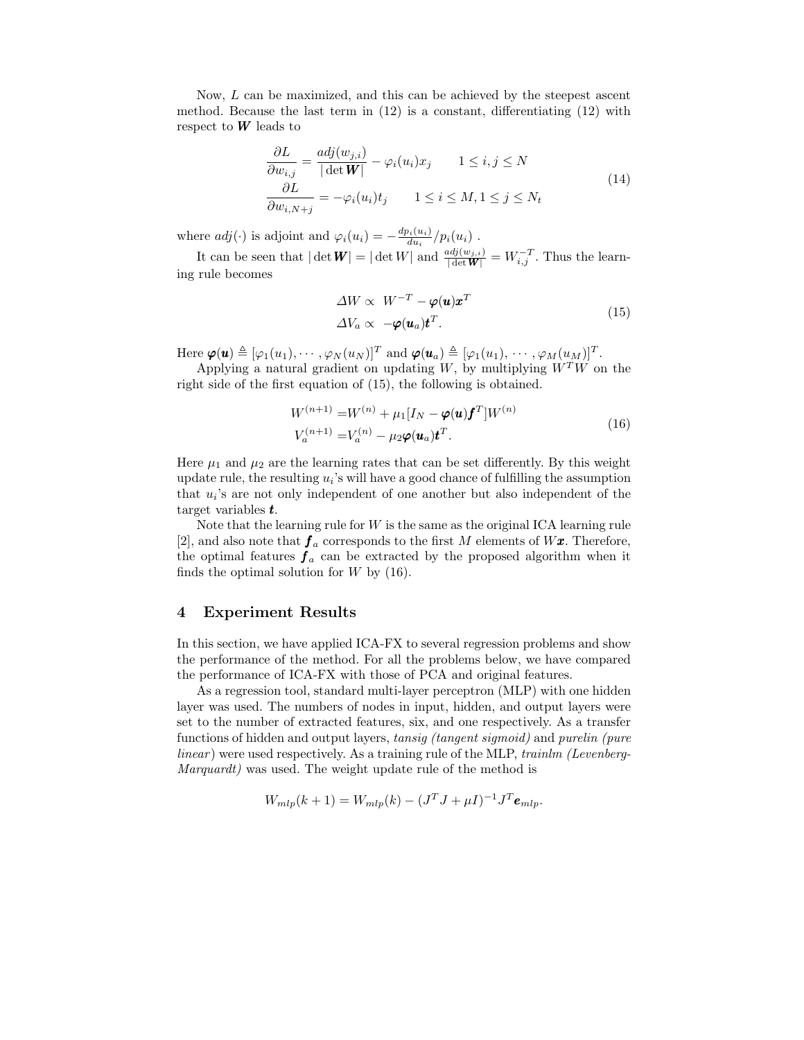Now, $L$ can be maximized, and this can be achieved by the steepest ascent method. Because the last term in (12) is a constant, differentiating (12) with respect to $\boldsymbol{W}$ leads to

$$
\begin{aligned}
\frac{\partial L}{\partial w_{i,j}} &= \frac{adj(w_{j,i})}{|\det \boldsymbol{W}|} - \varphi_i(u_i)x_j \qquad 1 \leq i, j \leq N \\
\frac{\partial L}{\partial w_{i,N+j}} &= -\varphi_i(u_i)t_j \qquad 1 \leq i \leq M, 1 \leq j \leq N_t
\end{aligned}
\tag{14}
$$

where $adj(\cdot)$ is adjoint and $\varphi_i(u_i) = -\frac{dp_i(u_i)}{du_i}/p_i(u_i)$ .

It can be seen that $|\det \boldsymbol{W}| = |\det W|$ and $\frac{adj(w_{j,i})}{|\det \boldsymbol{W}|} = W_{i,j}^{-T}$. Thus the learning rule becomes

$$
\begin{aligned}
\Delta W &\propto \ W^{-T} - \boldsymbol{\varphi}(\boldsymbol{u})\boldsymbol{x}^T \\
\Delta V_a &\propto \ -\boldsymbol{\varphi}(\boldsymbol{u}_a)\boldsymbol{t}^T.
\end{aligned}
\tag{15}
$$

Here $\boldsymbol{\varphi}(\boldsymbol{u}) \triangleq [\varphi_1(u_1), \cdots, \varphi_N(u_N)]^T$ and $\boldsymbol{\varphi}(\boldsymbol{u}_a) \triangleq [\varphi_1(u_1), \cdots, \varphi_M(u_M)]^T$.

Applying a natural gradient on updating $W$, by multiplying $W^TW$ on the right side of the first equation of (15), the following is obtained.

$$
\begin{aligned}
W^{(n+1)} &= W^{(n)} + \mu_1[I_N - \boldsymbol{\varphi}(\boldsymbol{u})\boldsymbol{f}^T]W^{(n)} \\
V_a^{(n+1)} &= V_a^{(n)} - \mu_2\boldsymbol{\varphi}(\boldsymbol{u}_a)\boldsymbol{t}^T.
\end{aligned}
\tag{16}
$$

Here $\mu_1$ and $\mu_2$ are the learning rates that can be set differently. By this weight update rule, the resulting $u_i$'s will have a good chance of fulfilling the assumption that $u_i$'s are not only independent of one another but also independent of the target variables $\boldsymbol{t}$.

Note that the learning rule for $W$ is the same as the original ICA learning rule [2], and also note that $\boldsymbol{f}_a$ corresponds to the first $M$ elements of $W\boldsymbol{x}$. Therefore, the optimal features $\boldsymbol{f}_a$ can be extracted by the proposed algorithm when it finds the optimal solution for $W$ by (16).

## 4 Experiment Results

In this section, we have applied ICA-FX to several regression problems and show the performance of the method. For all the problems below, we have compared the performance of ICA-FX with those of PCA and original features.

As a regression tool, standard multi-layer perceptron (MLP) with one hidden layer was used. The numbers of nodes in input, hidden, and output layers were set to the number of extracted features, six, and one respectively. As a transfer functions of hidden and output layers, *tansig (tangent sigmoid)* and *purelin (pure linear)* were used respectively. As a training rule of the MLP, *trainlm (Levenberg-Marquardt)* was used. The weight update rule of the method is

$$
W_{mlp}(k+1) = W_{mlp}(k) - (J^TJ + \mu I)^{-1}J^T\boldsymbol{e}_{mlp}.
$$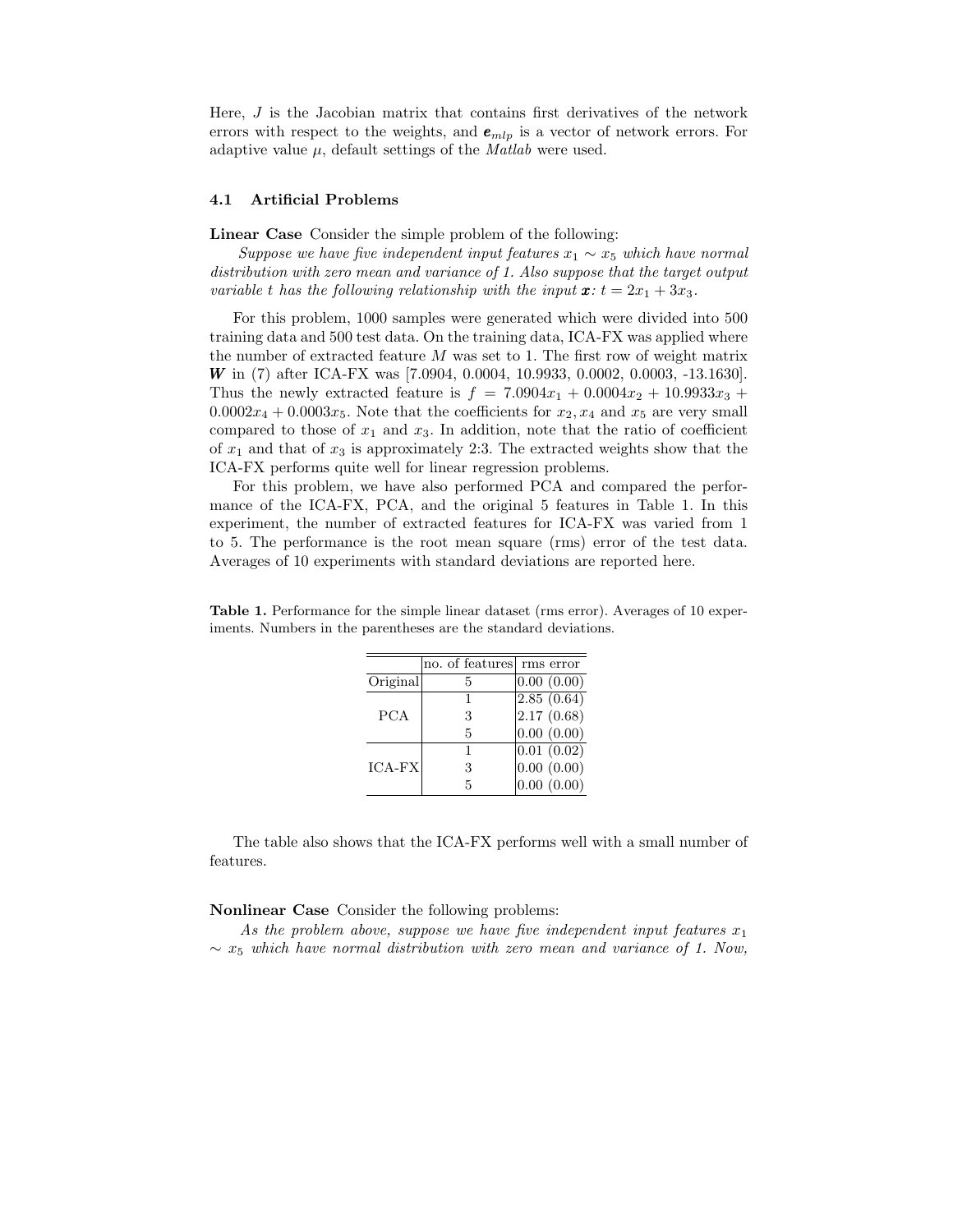Here, $J$ is the Jacobian matrix that contains first derivatives of the network errors with respect to the weights, and $\boldsymbol{e}_{mlp}$ is a vector of network errors. For adaptive value $\mu$, default settings of the *Matlab* were used.

### 4.1 Artificial Problems

**Linear Case** Consider the simple problem of the following:

*Suppose we have five independent input features $x_1 \sim x_5$ which have normal distribution with zero mean and variance of 1. Also suppose that the target output variable $t$ has the following relationship with the input $\boldsymbol{x}$: $t = 2x_1 + 3x_3$.*

For this problem, 1000 samples were generated which were divided into 500 training data and 500 test data. On the training data, ICA-FX was applied where the number of extracted feature $M$ was set to 1. The first row of weight matrix $\boldsymbol{W}$ in (7) after ICA-FX was [7.0904, 0.0004, 10.9933, 0.0002, 0.0003, -13.1630]. Thus the newly extracted feature is $f = 7.0904x_1 + 0.0004x_2 + 10.9933x_3 + 0.0002x_4 + 0.0003x_5$. Note that the coefficients for $x_2, x_4$ and $x_5$ are very small compared to those of $x_1$ and $x_3$. In addition, note that the ratio of coefficient of $x_1$ and that of $x_3$ is approximately 2:3. The extracted weights show that the ICA-FX performs quite well for linear regression problems.

For this problem, we have also performed PCA and compared the performance of the ICA-FX, PCA, and the original 5 features in Table 1. In this experiment, the number of extracted features for ICA-FX was varied from 1 to 5. The performance is the root mean square (rms) error of the test data. Averages of 10 experiments with standard deviations are reported here.

**Table 1.** Performance for the simple linear dataset (rms error). Averages of 10 experiments. Numbers in the parentheses are the standard deviations.

| | no. of features | rms error |
|---|---|---|
| Original | 5 | 0.00 (0.00) |
| PCA | 1 | 2.85 (0.64) |
| | 3 | 2.17 (0.68) |
| | 5 | 0.00 (0.00) |
| ICA-FX | 1 | 0.01 (0.02) |
| | 3 | 0.00 (0.00) |
| | 5 | 0.00 (0.00) |

The table also shows that the ICA-FX performs well with a small number of features.

**Nonlinear Case** Consider the following problems:

*As the problem above, suppose we have five independent input features $x_1 \sim x_5$ which have normal distribution with zero mean and variance of 1. Now,*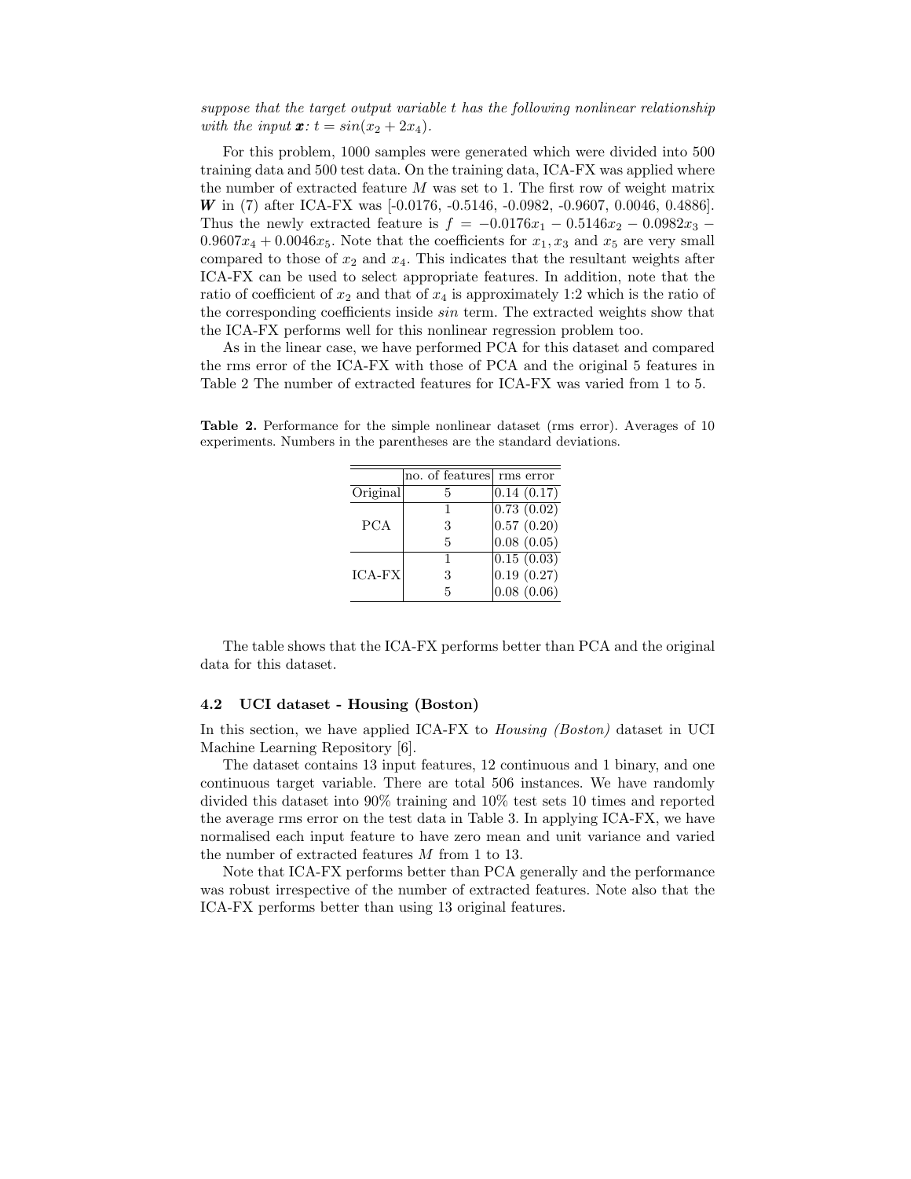*suppose that the target output variable t has the following nonlinear relationship with the input* $\boldsymbol{x}$*:* $t = sin(x_2 + 2x_4)$.

For this problem, 1000 samples were generated which were divided into 500 training data and 500 test data. On the training data, ICA-FX was applied where the number of extracted feature $M$ was set to 1. The first row of weight matrix $\boldsymbol{W}$ in (7) after ICA-FX was [-0.0176, -0.5146, -0.0982, -0.9607, 0.0046, 0.4886]. Thus the newly extracted feature is $f = -0.0176x_1 - 0.5146x_2 - 0.0982x_3 - 0.9607x_4 + 0.0046x_5$. Note that the coefficients for $x_1, x_3$ and $x_5$ are very small compared to those of $x_2$ and $x_4$. This indicates that the resultant weights after ICA-FX can be used to select appropriate features. In addition, note that the ratio of coefficient of $x_2$ and that of $x_4$ is approximately 1:2 which is the ratio of the corresponding coefficients inside *sin* term. The extracted weights show that the ICA-FX performs well for this nonlinear regression problem too.

As in the linear case, we have performed PCA for this dataset and compared the rms error of the ICA-FX with those of PCA and the original 5 features in Table 2 The number of extracted features for ICA-FX was varied from 1 to 5.

**Table 2.** Performance for the simple nonlinear dataset (rms error). Averages of 10 experiments. Numbers in the parentheses are the standard deviations.

| | no. of features | rms error |
|---|---|---|
| Original | 5 | 0.14 (0.17) |
| PCA | 1 | 0.73 (0.02) |
| | 3 | 0.57 (0.20) |
| | 5 | 0.08 (0.05) |
| ICA-FX | 1 | 0.15 (0.03) |
| | 3 | 0.19 (0.27) |
| | 5 | 0.08 (0.06) |

The table shows that the ICA-FX performs better than PCA and the original data for this dataset.

### 4.2 UCI dataset - Housing (Boston)

In this section, we have applied ICA-FX to *Housing (Boston)* dataset in UCI Machine Learning Repository [6].

The dataset contains 13 input features, 12 continuous and 1 binary, and one continuous target variable. There are total 506 instances. We have randomly divided this dataset into 90% training and 10% test sets 10 times and reported the average rms error on the test data in Table 3. In applying ICA-FX, we have normalised each input feature to have zero mean and unit variance and varied the number of extracted features $M$ from 1 to 13.

Note that ICA-FX performs better than PCA generally and the performance was robust irrespective of the number of extracted features. Note also that the ICA-FX performs better than using 13 original features.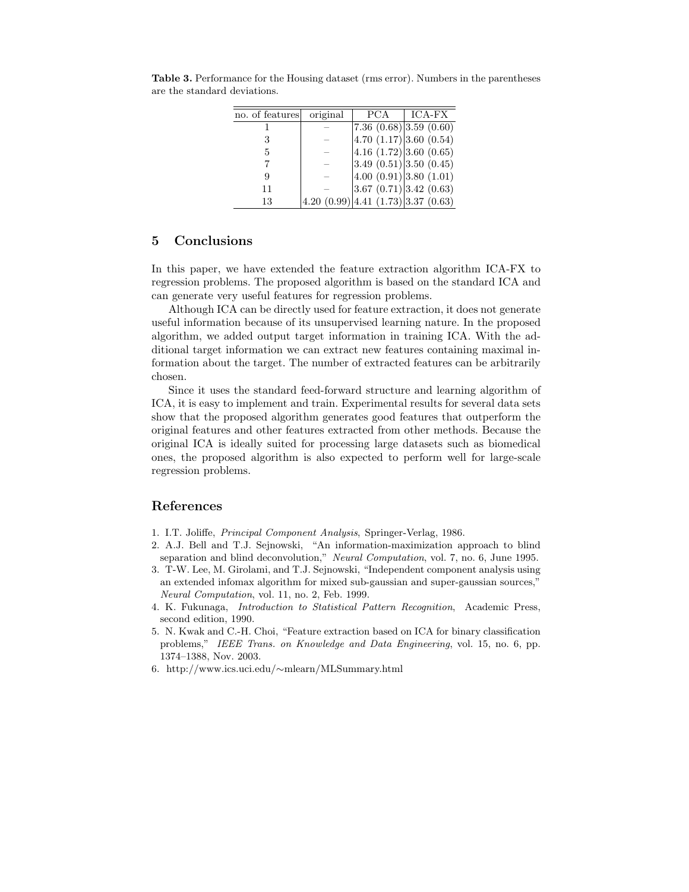**Table 3.** Performance for the Housing dataset (rms error). Numbers in the parentheses are the standard deviations.

| no. of features | original | PCA | ICA-FX |
|---|---|---|---|
| 1 | – | 7.36 (0.68) | 3.59 (0.60) |
| 3 | – | 4.70 (1.17) | 3.60 (0.54) |
| 5 | – | 4.16 (1.72) | 3.60 (0.65) |
| 7 | – | 3.49 (0.51) | 3.50 (0.45) |
| 9 | – | 4.00 (0.91) | 3.80 (1.01) |
| 11 | – | 3.67 (0.71) | 3.42 (0.63) |
| 13 | 4.20 (0.99) | 4.41 (1.73) | 3.37 (0.63) |

## 5 Conclusions

In this paper, we have extended the feature extraction algorithm ICA-FX to regression problems. The proposed algorithm is based on the standard ICA and can generate very useful features for regression problems.

Although ICA can be directly used for feature extraction, it does not generate useful information because of its unsupervised learning nature. In the proposed algorithm, we added output target information in training ICA. With the additional target information we can extract new features containing maximal information about the target. The number of extracted features can be arbitrarily chosen.

Since it uses the standard feed-forward structure and learning algorithm of ICA, it is easy to implement and train. Experimental results for several data sets show that the proposed algorithm generates good features that outperform the original features and other features extracted from other methods. Because the original ICA is ideally suited for processing large datasets such as biomedical ones, the proposed algorithm is also expected to perform well for large-scale regression problems.

## References

1. I.T. Joliffe, *Principal Component Analysis*, Springer-Verlag, 1986.
2. A.J. Bell and T.J. Sejnowski, "An information-maximization approach to blind separation and blind deconvolution," *Neural Computation*, vol. 7, no. 6, June 1995.
3. T-W. Lee, M. Girolami, and T.J. Sejnowski, "Independent component analysis using an extended infomax algorithm for mixed sub-gaussian and super-gaussian sources," *Neural Computation*, vol. 11, no. 2, Feb. 1999.
4. K. Fukunaga, *Introduction to Statistical Pattern Recognition*, Academic Press, second edition, 1990.
5. N. Kwak and C.-H. Choi, "Feature extraction based on ICA for binary classification problems," *IEEE Trans. on Knowledge and Data Engineering*, vol. 15, no. 6, pp. 1374–1388, Nov. 2003.
6. http://www.ics.uci.edu/∼mlearn/MLSummary.html